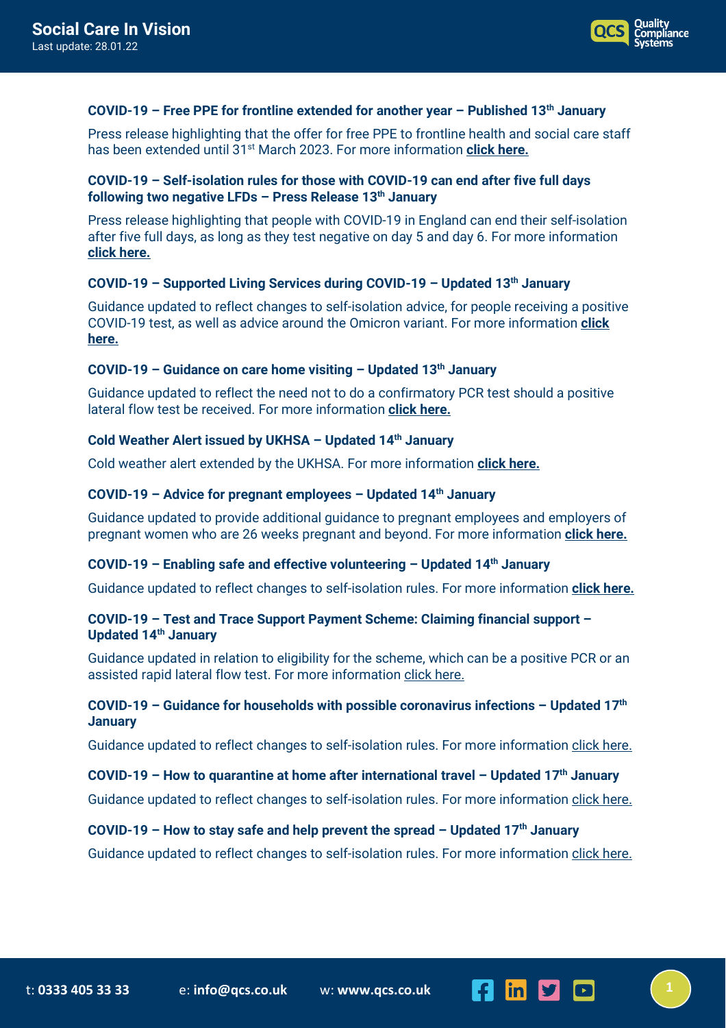**COVID-19 – Free PPE for frontline extended for another year – Published 13th January**

Press release highlighting that the offer for free PPE to frontline health and social care staff has been extended until 31st March 2023. For more information **click here.**

**COVID-19 – Self-isolation rules for those with COVID-19 can end after five full days following two negative LFDs – Press Release 13th January**

Press release highlighting that people with COVID-19 in England can end their self-isolation after five full days, as long as they test negative on day 5 and day 6. For more information **click here.**

**COVID-19 – Supported Living Services during COVID-19 – Updated 13th January**

Guidance updated to reflect changes to self-isolation advice, for people receiving a positive COVID-19 test, as well as advice around the Omicron variant. For more information **click here.**

**COVID-19 – Guidance on care home visiting – Updated 13th January**

Guidance updated to reflect the need not to do a confirmatory PCR test should a positive lateral flow test be received. For more information **click here.**

**Cold Weather Alert issued by UKHSA – Updated 14th January**

Cold weather alert extended by the UKHSA. For more information **click here.**

**COVID-19 – Advice for pregnant employees – Updated 14th January**

Guidance updated to provide additional guidance to pregnant employees and employers of pregnant women who are 26 weeks pregnant and beyond. For more information **click here.**

**COVID-19 – Enabling safe and effective volunteering – Updated 14th January**

Guidance updated to reflect changes to self-isolation rules. For more information **click here.**

**COVID-19 – Test and Trace Support Payment Scheme: Claiming financial support – Updated 14th January**

Guidance updated in relation to eligibility for the scheme, which can be a positive PCR or an assisted rapid lateral flow test. For more information click here.

**COVID-19 – Guidance for households with possible coronavirus infections – Updated 17th January**

Guidance updated to reflect changes to self-isolation rules. For more information click here.

**COVID-19 – How to quarantine at home after international travel – Updated 17th January**

Guidance updated to reflect changes to self-isolation rules. For more information click here.

**COVID-19 – How to stay safe and help prevent the spread – Updated 17th January**

Guidance updated to reflect changes to self-isolation rules. For more information click here.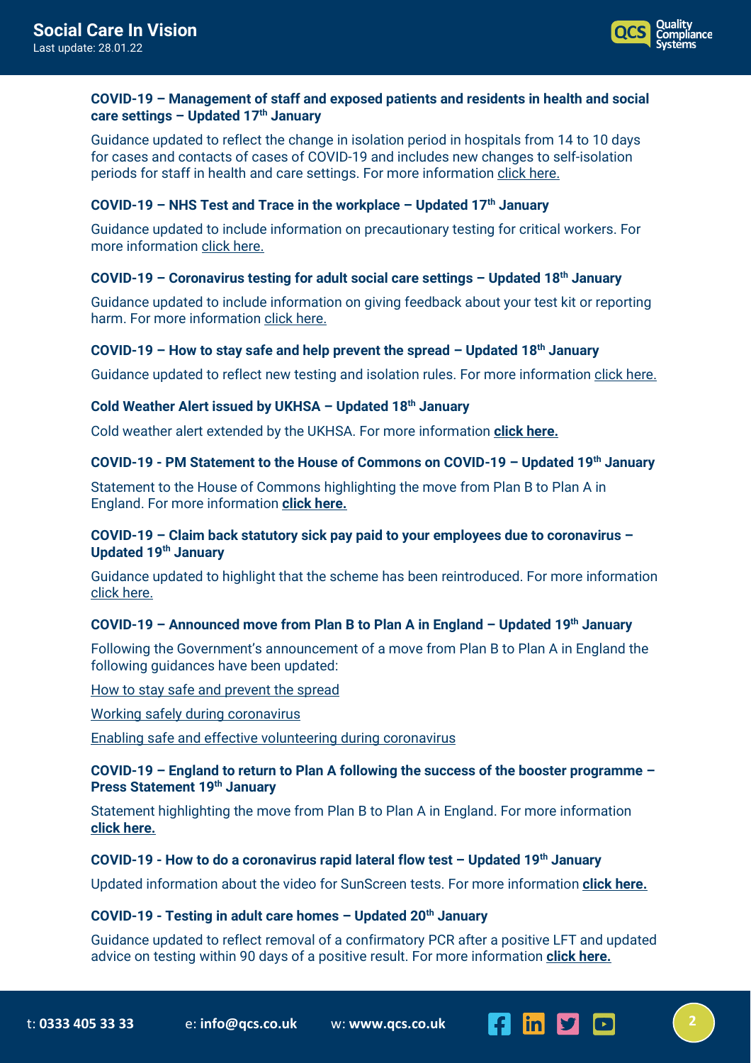### COVID-19 – Management of staff and exposed patients and residents in health and social care settings – Updated 17th January

Guidance updated to reflect the change in isolation period in hospitals from 14 to 10 days for cases and contacts of cases of COVID-19 and includes new changes to self-isolation periods for staff in health and care settings. For more information click here.

### COVID-19 – NHS Test and Trace in the workplace – Updated 17th January

Guidance updated to include information on precautionary testing for critical workers. For more information click here.

### COVID-19 – Coronavirus testing for adult social care settings – Updated 18th January

Guidance updated to include information on giving feedback about your test kit or reporting harm. For more information click here.

### COVID-19 – How to stay safe and help prevent the spread – Updated 18th January

Guidance updated to reflect new testing and isolation rules. For more information click here.

### Cold Weather Alert issued by UKHSA – Updated 18th January

Cold weather alert extended by the UKHSA. For more information **click here.**

### COVID-19 - PM Statement to the House of Commons on COVID-19 – Updated 19th January

Statement to the House of Commons highlighting the move from Plan B to Plan A in England. For more information **click here.**

### COVID-19 – Claim back statutory sick pay paid to your employees due to coronavirus – Updated 19th January

Guidance updated to highlight that the scheme has been reintroduced. For more information click here.

### COVID-19 – Announced move from Plan B to Plan A in England – Updated 19th January

Following the Government's announcement of a move from Plan B to Plan A in England the following guidances have been updated:

How to stay safe and prevent the spread

Working safely during coronavirus

Enabling safe and effective volunteering during coronavirus

### COVID-19 – England to return to Plan A following the success of the booster programme – Press Statement 19th January

Statement highlighting the move from Plan B to Plan A in England. For more information **click here.**

### COVID-19 - How to do a coronavirus rapid lateral flow test – Updated 19th January

Updated information about the video for SunScreen tests. For more information **click here.**

### COVID-19 - Testing in adult care homes – Updated 20th January

Guidance updated to reflect removal of a confirmatory PCR after a positive LFT and updated advice on testing within 90 days of a positive result. For more information **click here.**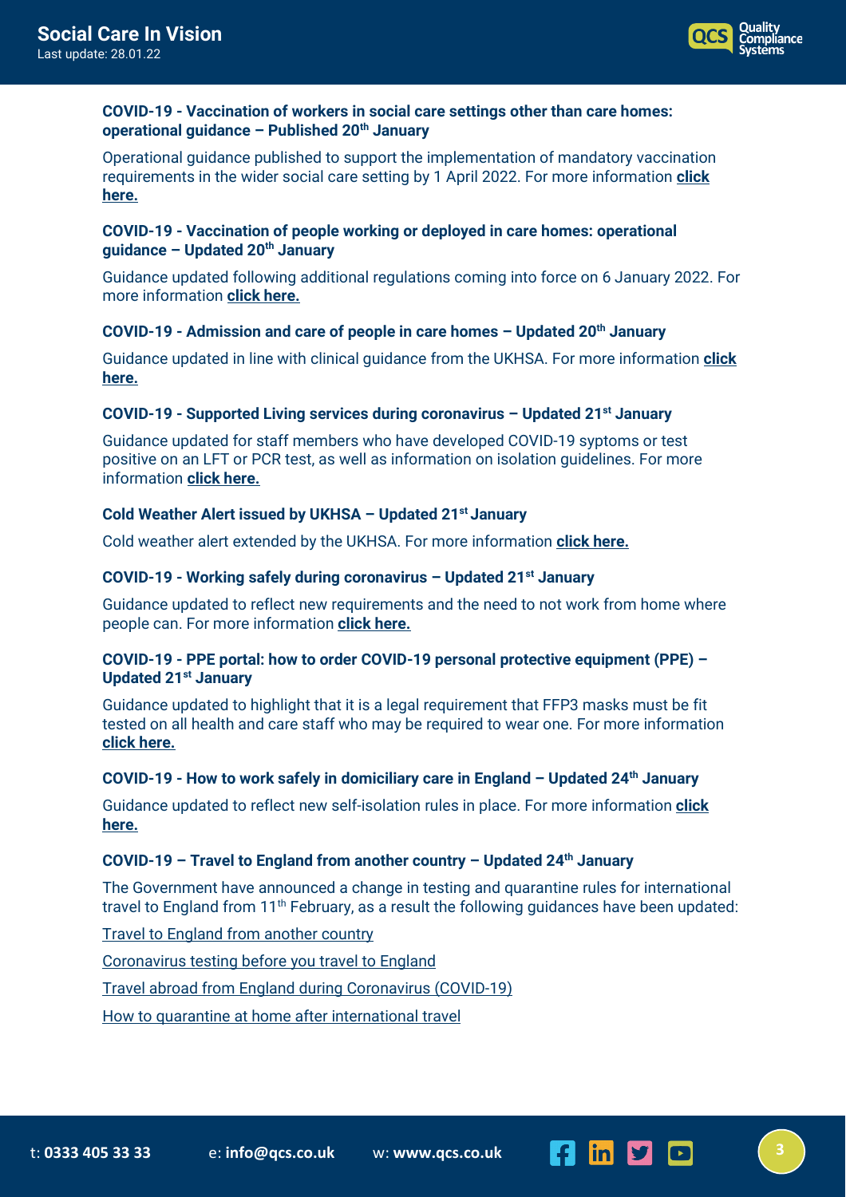### COVID-19 - Vaccination of workers in social care settings other than care homes: operational guidance – Published 20th January

Operational guidance published to support the implementation of mandatory vaccination requirements in the wider social care setting by 1 April 2022. For more information **click here.**

### COVID-19 - Vaccination of people working or deployed in care homes: operational guidance – Updated 20th January

Guidance updated following additional regulations coming into force on 6 January 2022. For more information **click here.**

### COVID-19 - Admission and care of people in care homes – Updated 20th January

Guidance updated in line with clinical guidance from the UKHSA. For more information **click here.**

### COVID-19 - Supported Living services during coronavirus – Updated 21st January

Guidance updated for staff members who have developed COVID-19 syptoms or test positive on an LFT or PCR test, as well as information on isolation guidelines. For more information **click here.**

### Cold Weather Alert issued by UKHSA – Updated 21st January

Cold weather alert extended by the UKHSA. For more information **click here.**

### COVID-19 - Working safely during coronavirus – Updated 21st January

Guidance updated to reflect new requirements and the need to not work from home where people can. For more information **click here.**

### COVID-19 - PPE portal: how to order COVID-19 personal protective equipment (PPE) – Updated 21st January

Guidance updated to highlight that it is a legal requirement that FFP3 masks must be fit tested on all health and care staff who may be required to wear one. For more information **click here.**

### COVID-19 - How to work safely in domiciliary care in England – Updated 24th January

Guidance updated to reflect new self-isolation rules in place. For more information **click here.**

### COVID-19 – Travel to England from another country – Updated 24th January

The Government have announced a change in testing and quarantine rules for international travel to England from 11th February, as a result the following guidances have been updated:

Travel to England from another country

Coronavirus testing before you travel to England

Travel abroad from England during Coronavirus (COVID-19)

How to quarantine at home after international travel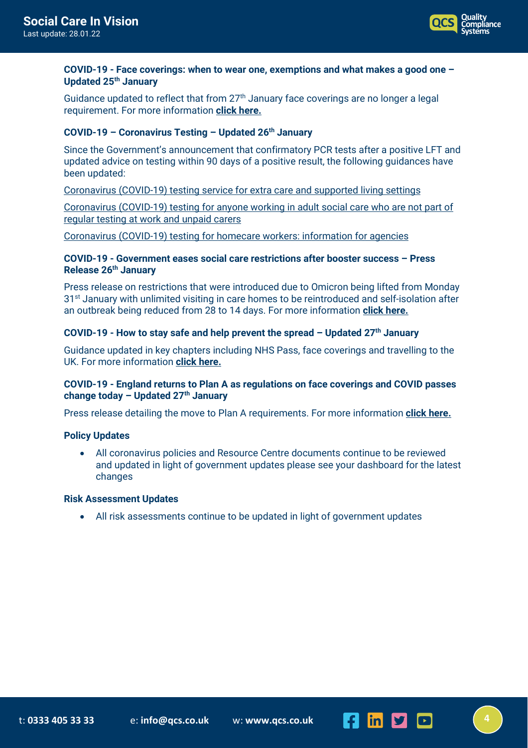**COVID-19 - Face coverings: when to wear one, exemptions and what makes a good one – Updated 25th January**

Guidance updated to reflect that from 27th January face coverings are no longer a legal requirement. For more information **click here.**

**COVID-19 – Coronavirus Testing – Updated 26th January**

Since the Government's announcement that confirmatory PCR tests after a positive LFT and updated advice on testing within 90 days of a positive result, the following guidances have been updated:

Coronavirus (COVID-19) testing service for extra care and supported living settings

Coronavirus (COVID-19) testing for anyone working in adult social care who are not part of regular testing at work and unpaid carers

Coronavirus (COVID-19) testing for homecare workers: information for agencies

**COVID-19 - Government eases social care restrictions after booster success – Press Release 26th January**

Press release on restrictions that were introduced due to Omicron being lifted from Monday 31st January with unlimited visiting in care homes to be reintroduced and self-isolation after an outbreak being reduced from 28 to 14 days. For more information **click here.**

**COVID-19 - How to stay safe and help prevent the spread – Updated 27th January**

Guidance updated in key chapters including NHS Pass, face coverings and travelling to the UK. For more information **click here.**

**COVID-19 - England returns to Plan A as regulations on face coverings and COVID passes change today – Updated 27th January**

Press release detailing the move to Plan A requirements. For more information **click here.**

**Policy Updates**

- All coronavirus policies and Resource Centre documents continue to be reviewed and updated in light of government updates please see your dashboard for the latest changes

**Risk Assessment Updates**

- All risk assessments continue to be updated in light of government updates